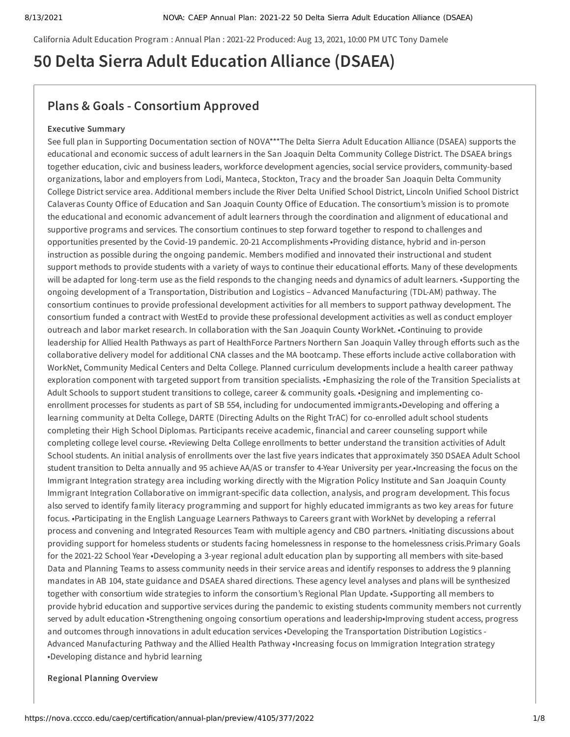California Adult Education Program : Annual Plan : 2021-22 Produced: Aug 13, 2021, 10:00 PM UTC Tony Damele

# 50 Delta Sierra Adult Education Alliance (DSAEA)

## Plans & Goals - Consortium Approved

### Executive Summary

See full plan in Supporting Documentation section of NOVA***The Delta Sierra Adult Education Alliance (DSAEA) supports the educational and economic success of adult learners in the San Joaquin Delta Community College District. The DSAEA brings together education, civic and business leaders, workforce development agencies, social service providers, community-based organizations, labor and employers from Lodi, Manteca, Stockton, Tracy and the broader San Joaquin Delta Community College District service area. Additional members include the River Delta Unified School District, Lincoln Unified School District Calaveras County Office of Education and San Joaquin County Office of Education. The consortium's mission is to promote the educational and economic advancement of adult learners through the coordination and alignment of educational and supportive programs and services. The consortium continues to step forward together to respond to challenges and opportunities presented by the Covid-19 pandemic. 20-21 Accomplishments •Providing distance, hybrid and in-person instruction as possible during the ongoing pandemic. Members modified and innovated their instructional and student support methods to provide students with a variety of ways to continue their educational efforts. Many of these developments will be adapted for long-term use as the field responds to the changing needs and dynamics of adult learners. •Supporting the ongoing development of a Transportation, Distribution and Logistics – Advanced Manufacturing (TDL-AM) pathway. The consortium continues to provide professional development activities for all members to support pathway development. The consortium funded a contract with WestEd to provide these professional development activities as well as conduct employer outreach and labor market research. In collaboration with the San Joaquin County WorkNet. •Continuing to provide leadership for Allied Health Pathways as part of HealthForce Partners Northern San Joaquin Valley through efforts such as the collaborative delivery model for additional CNA classes and the MA bootcamp. These efforts include active collaboration with WorkNet, Community Medical Centers and Delta College. Planned curriculum developments include a health career pathway exploration component with targeted support from transition specialists. •Emphasizing the role of the Transition Specialists at Adult Schools to support student transitions to college, career & community goals. •Designing and implementing co-enrollment processes for students as part of SB 554, including for undocumented immigrants.•Developing and offering a learning community at Delta College, DARTE (Directing Adults on the Right TrAC) for co-enrolled adult school students completing their High School Diplomas. Participants receive academic, financial and career counseling support while completing college level course. •Reviewing Delta College enrollments to better understand the transition activities of Adult School students. An initial analysis of enrollments over the last five years indicates that approximately 350 DSAEA Adult School student transition to Delta annually and 95 achieve AA/AS or transfer to 4-Year University per year.•Increasing the focus on the Immigrant Integration strategy area including working directly with the Migration Policy Institute and San Joaquin County Immigrant Integration Collaborative on immigrant-specific data collection, analysis, and program development. This focus also served to identify family literacy programming and support for highly educated immigrants as two key areas for future focus. •Participating in the English Language Learners Pathways to Careers grant with WorkNet by developing a referral process and convening and Integrated Resources Team with multiple agency and CBO partners. •Initiating discussions about providing support for homeless students or students facing homelessness in response to the homelessness crisis.Primary Goals for the 2021-22 School Year •Developing a 3-year regional adult education plan by supporting all members with site-based Data and Planning Teams to assess community needs in their service areas and identify responses to address the 9 planning mandates in AB 104, state guidance and DSAEA shared directions. These agency level analyses and plans will be synthesized together with consortium wide strategies to inform the consortium's Regional Plan Update. •Supporting all members to provide hybrid education and supportive services during the pandemic to existing students community members not currently served by adult education •Strengthening ongoing consortium operations and leadership•Improving student access, progress and outcomes through innovations in adult education services •Developing the Transportation Distribution Logistics - Advanced Manufacturing Pathway and the Allied Health Pathway •Increasing focus on Immigration Integration strategy •Developing distance and hybrid learning

### Regional Planning Overview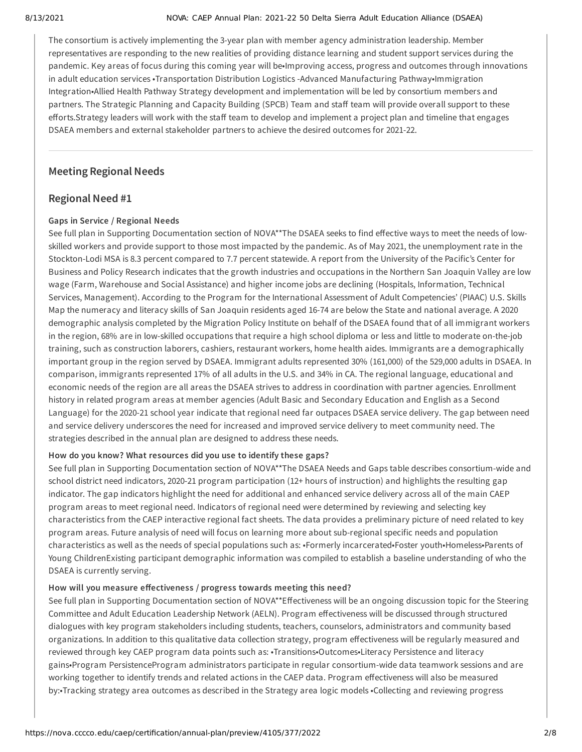The consortium is actively implementing the 3-year plan with member agency administration leadership. Member representatives are responding to the new realities of providing distance learning and student support services during the pandemic. Key areas of focus during this coming year will be•Improving access, progress and outcomes through innovations in adult education services •Transportation Distribution Logistics -Advanced Manufacturing Pathway•Immigration Integration•Allied Health Pathway Strategy development and implementation will be led by consortium members and partners. The Strategic Planning and Capacity Building (SPCB) Team and staff team will provide overall support to these efforts.Strategy leaders will work with the staff team to develop and implement a project plan and timeline that engages DSAEA members and external stakeholder partners to achieve the desired outcomes for 2021-22.

---

## Meeting Regional Needs

## Regional Need #1

### Gaps in Service / Regional Needs

See full plan in Supporting Documentation section of NOVA**The DSAEA seeks to find effective ways to meet the needs of low-skilled workers and provide support to those most impacted by the pandemic. As of May 2021, the unemployment rate in the Stockton-Lodi MSA is 8.3 percent compared to 7.7 percent statewide. A report from the University of the Pacific's Center for Business and Policy Research indicates that the growth industries and occupations in the Northern San Joaquin Valley are low wage (Farm, Warehouse and Social Assistance) and higher income jobs are declining (Hospitals, Information, Technical Services, Management). According to the Program for the International Assessment of Adult Competencies' (PIAAC) U.S. Skills Map the numeracy and literacy skills of San Joaquin residents aged 16-74 are below the State and national average. A 2020 demographic analysis completed by the Migration Policy Institute on behalf of the DSAEA found that of all immigrant workers in the region, 68% are in low-skilled occupations that require a high school diploma or less and little to moderate on-the-job training, such as construction laborers, cashiers, restaurant workers, home health aides. Immigrants are a demographically important group in the region served by DSAEA. Immigrant adults represented 30% (161,000) of the 529,000 adults in DSAEA. In comparison, immigrants represented 17% of all adults in the U.S. and 34% in CA. The regional language, educational and economic needs of the region are all areas the DSAEA strives to address in coordination with partner agencies. Enrollment history in related program areas at member agencies (Adult Basic and Secondary Education and English as a Second Language) for the 2020-21 school year indicate that regional need far outpaces DSAEA service delivery. The gap between need and service delivery underscores the need for increased and improved service delivery to meet community need. The strategies described in the annual plan are designed to address these needs.

### How do you know? What resources did you use to identify these gaps?

See full plan in Supporting Documentation section of NOVA**The DSAEA Needs and Gaps table describes consortium-wide and school district need indicators, 2020-21 program participation (12+ hours of instruction) and highlights the resulting gap indicator. The gap indicators highlight the need for additional and enhanced service delivery across all of the main CAEP program areas to meet regional need. Indicators of regional need were determined by reviewing and selecting key characteristics from the CAEP interactive regional fact sheets. The data provides a preliminary picture of need related to key program areas. Future analysis of need will focus on learning more about sub-regional specific needs and population characteristics as well as the needs of special populations such as: •Formerly incarcerated•Foster youth•Homeless•Parents of Young ChildrenExisting participant demographic information was compiled to establish a baseline understanding of who the DSAEA is currently serving.

### How will you measure effectiveness / progress towards meeting this need?

See full plan in Supporting Documentation section of NOVA**Effectiveness will be an ongoing discussion topic for the Steering Committee and Adult Education Leadership Network (AELN). Program effectiveness will be discussed through structured dialogues with key program stakeholders including students, teachers, counselors, administrators and community based organizations. In addition to this qualitative data collection strategy, program effectiveness will be regularly measured and reviewed through key CAEP program data points such as: •Transitions•Outcomes•Literacy Persistence and literacy gains•Program PersistenceProgram administrators participate in regular consortium-wide data teamwork sessions and are working together to identify trends and related actions in the CAEP data. Program effectiveness will also be measured by:•Tracking strategy area outcomes as described in the Strategy area logic models •Collecting and reviewing progress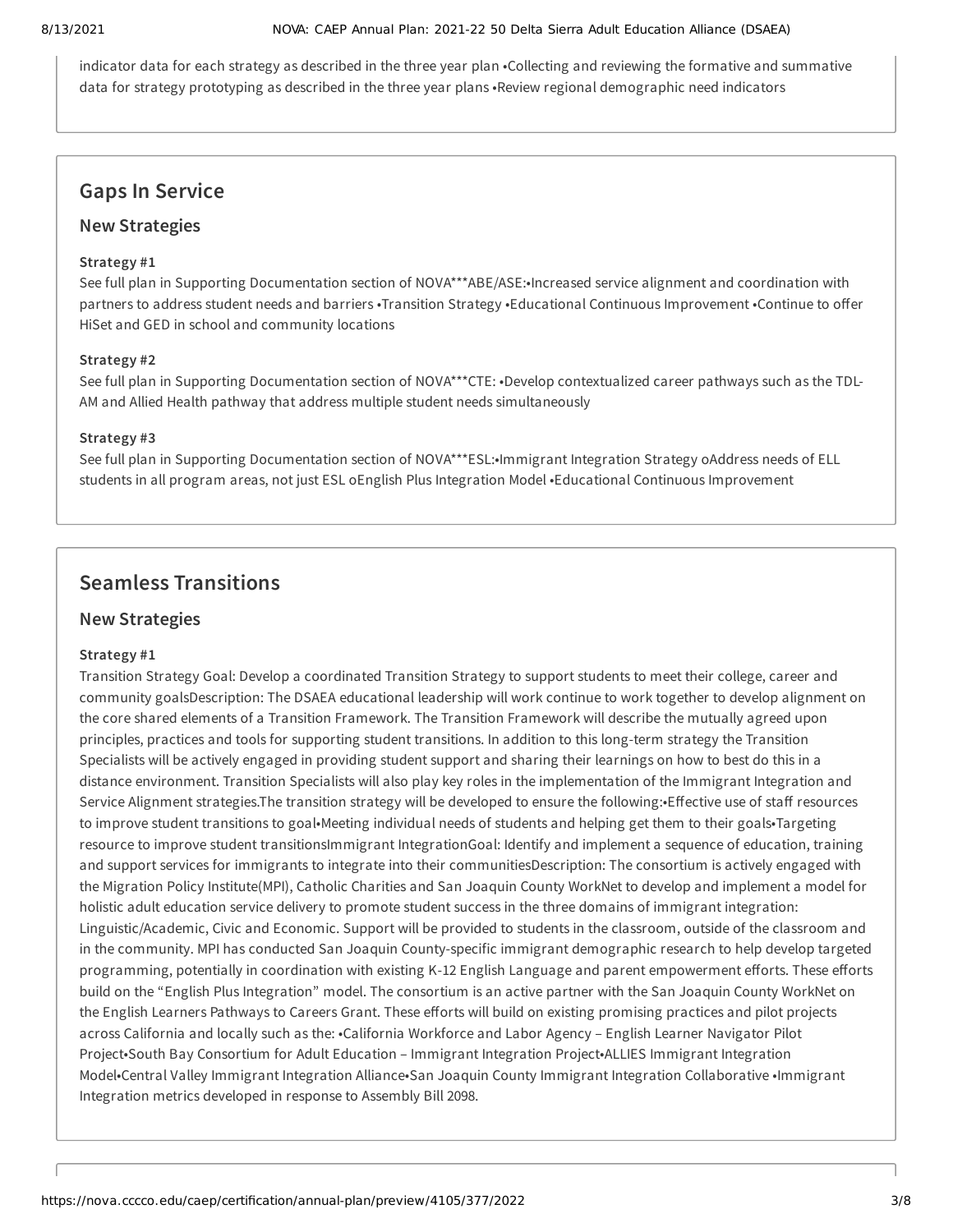indicator data for each strategy as described in the three year plan •Collecting and reviewing the formative and summative data for strategy prototyping as described in the three year plans •Review regional demographic need indicators

## Gaps In Service

### New Strategies

**Strategy #1**

See full plan in Supporting Documentation section of NOVA***ABE/ASE:•Increased service alignment and coordination with partners to address student needs and barriers •Transition Strategy •Educational Continuous Improvement •Continue to offer HiSet and GED in school and community locations

**Strategy #2**

See full plan in Supporting Documentation section of NOVA***CTE: •Develop contextualized career pathways such as the TDL-AM and Allied Health pathway that address multiple student needs simultaneously

**Strategy #3**

See full plan in Supporting Documentation section of NOVA***ESL:•Immigrant Integration Strategy oAddress needs of ELL students in all program areas, not just ESL oEnglish Plus Integration Model •Educational Continuous Improvement

## Seamless Transitions

### New Strategies

**Strategy #1**

Transition Strategy Goal: Develop a coordinated Transition Strategy to support students to meet their college, career and community goalsDescription: The DSAEA educational leadership will work continue to work together to develop alignment on the core shared elements of a Transition Framework. The Transition Framework will describe the mutually agreed upon principles, practices and tools for supporting student transitions. In addition to this long-term strategy the Transition Specialists will be actively engaged in providing student support and sharing their learnings on how to best do this in a distance environment. Transition Specialists will also play key roles in the implementation of the Immigrant Integration and Service Alignment strategies.The transition strategy will be developed to ensure the following:•Effective use of staff resources to improve student transitions to goal•Meeting individual needs of students and helping get them to their goals•Targeting resource to improve student transitionsImmigrant IntegrationGoal: Identify and implement a sequence of education, training and support services for immigrants to integrate into their communitiesDescription: The consortium is actively engaged with the Migration Policy Institute(MPI), Catholic Charities and San Joaquin County WorkNet to develop and implement a model for holistic adult education service delivery to promote student success in the three domains of immigrant integration: Linguistic/Academic, Civic and Economic. Support will be provided to students in the classroom, outside of the classroom and in the community. MPI has conducted San Joaquin County-specific immigrant demographic research to help develop targeted programming, potentially in coordination with existing K-12 English Language and parent empowerment efforts. These efforts build on the "English Plus Integration" model. The consortium is an active partner with the San Joaquin County WorkNet on the English Learners Pathways to Careers Grant. These efforts will build on existing promising practices and pilot projects across California and locally such as the: •California Workforce and Labor Agency – English Learner Navigator Pilot Project•South Bay Consortium for Adult Education – Immigrant Integration Project•ALLIES Immigrant Integration Model•Central Valley Immigrant Integration Alliance•San Joaquin County Immigrant Integration Collaborative •Immigrant Integration metrics developed in response to Assembly Bill 2098.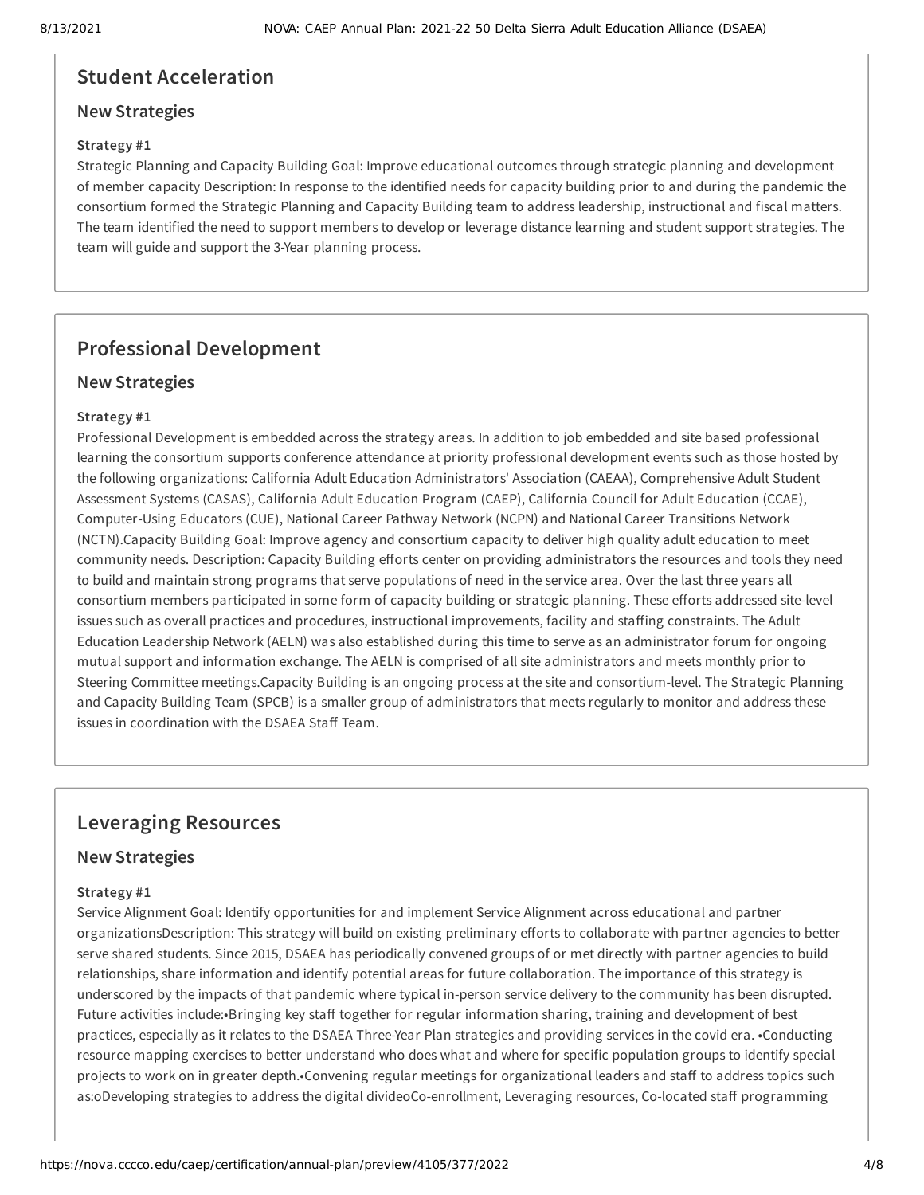## Student Acceleration

### New Strategies

#### Strategy #1

Strategic Planning and Capacity Building Goal: Improve educational outcomes through strategic planning and development of member capacity Description: In response to the identified needs for capacity building prior to and during the pandemic the consortium formed the Strategic Planning and Capacity Building team to address leadership, instructional and fiscal matters. The team identified the need to support members to develop or leverage distance learning and student support strategies. The team will guide and support the 3-Year planning process.

## Professional Development

### New Strategies

#### Strategy #1

Professional Development is embedded across the strategy areas. In addition to job embedded and site based professional learning the consortium supports conference attendance at priority professional development events such as those hosted by the following organizations: California Adult Education Administrators' Association (CAEAA), Comprehensive Adult Student Assessment Systems (CASAS), California Adult Education Program (CAEP), California Council for Adult Education (CCAE), Computer-Using Educators (CUE), National Career Pathway Network (NCPN) and National Career Transitions Network (NCTN).Capacity Building Goal: Improve agency and consortium capacity to deliver high quality adult education to meet community needs. Description: Capacity Building efforts center on providing administrators the resources and tools they need to build and maintain strong programs that serve populations of need in the service area. Over the last three years all consortium members participated in some form of capacity building or strategic planning. These efforts addressed site-level issues such as overall practices and procedures, instructional improvements, facility and staffing constraints. The Adult Education Leadership Network (AELN) was also established during this time to serve as an administrator forum for ongoing mutual support and information exchange. The AELN is comprised of all site administrators and meets monthly prior to Steering Committee meetings.Capacity Building is an ongoing process at the site and consortium-level. The Strategic Planning and Capacity Building Team (SPCB) is a smaller group of administrators that meets regularly to monitor and address these issues in coordination with the DSAEA Staff Team.

## Leveraging Resources

### New Strategies

#### Strategy #1

Service Alignment Goal: Identify opportunities for and implement Service Alignment across educational and partner organizationsDescription: This strategy will build on existing preliminary efforts to collaborate with partner agencies to better serve shared students. Since 2015, DSAEA has periodically convened groups of or met directly with partner agencies to build relationships, share information and identify potential areas for future collaboration. The importance of this strategy is underscored by the impacts of that pandemic where typical in-person service delivery to the community has been disrupted. Future activities include:•Bringing key staff together for regular information sharing, training and development of best practices, especially as it relates to the DSAEA Three-Year Plan strategies and providing services in the covid era. •Conducting resource mapping exercises to better understand who does what and where for specific population groups to identify special projects to work on in greater depth.•Convening regular meetings for organizational leaders and staff to address topics such as:oDeveloping strategies to address the digital divideoCo-enrollment, Leveraging resources, Co-located staff programming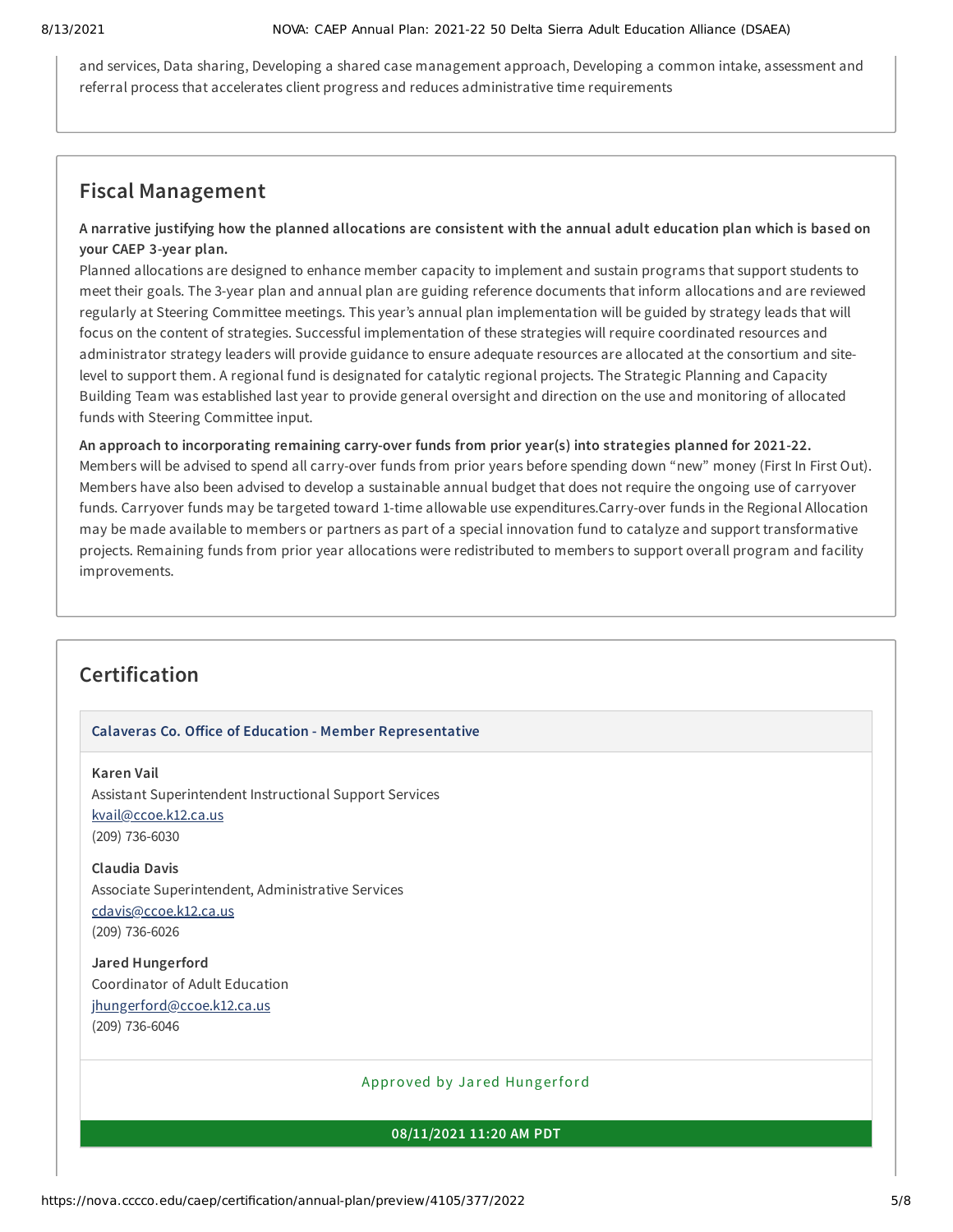and services, Data sharing, Developing a shared case management approach, Developing a common intake, assessment and referral process that accelerates client progress and reduces administrative time requirements

## Fiscal Management

**A narrative justifying how the planned allocations are consistent with the annual adult education plan which is based on your CAEP 3-year plan.**

Planned allocations are designed to enhance member capacity to implement and sustain programs that support students to meet their goals. The 3-year plan and annual plan are guiding reference documents that inform allocations and are reviewed regularly at Steering Committee meetings. This year's annual plan implementation will be guided by strategy leads that will focus on the content of strategies. Successful implementation of these strategies will require coordinated resources and administrator strategy leaders will provide guidance to ensure adequate resources are allocated at the consortium and site-level to support them. A regional fund is designated for catalytic regional projects. The Strategic Planning and Capacity Building Team was established last year to provide general oversight and direction on the use and monitoring of allocated funds with Steering Committee input.

**An approach to incorporating remaining carry-over funds from prior year(s) into strategies planned for 2021-22.**

Members will be advised to spend all carry-over funds from prior years before spending down "new" money (First In First Out). Members have also been advised to develop a sustainable annual budget that does not require the ongoing use of carryover funds. Carryover funds may be targeted toward 1-time allowable use expenditures.Carry-over funds in the Regional Allocation may be made available to members or partners as part of a special innovation fund to catalyze and support transformative projects. Remaining funds from prior year allocations were redistributed to members to support overall program and facility improvements.

## Certification

### Calaveras Co. Office of Education - Member Representative

**Karen Vail**
Assistant Superintendent Instructional Support Services
kvail@ccoe.k12.ca.us
(209) 736-6030

**Claudia Davis**
Associate Superintendent, Administrative Services
cdavis@ccoe.k12.ca.us
(209) 736-6026

**Jared Hungerford**
Coordinator of Adult Education
jhungerford@ccoe.k12.ca.us
(209) 736-6046

Approved by Jared Hungerford

**08/11/2021 11:20 AM PDT**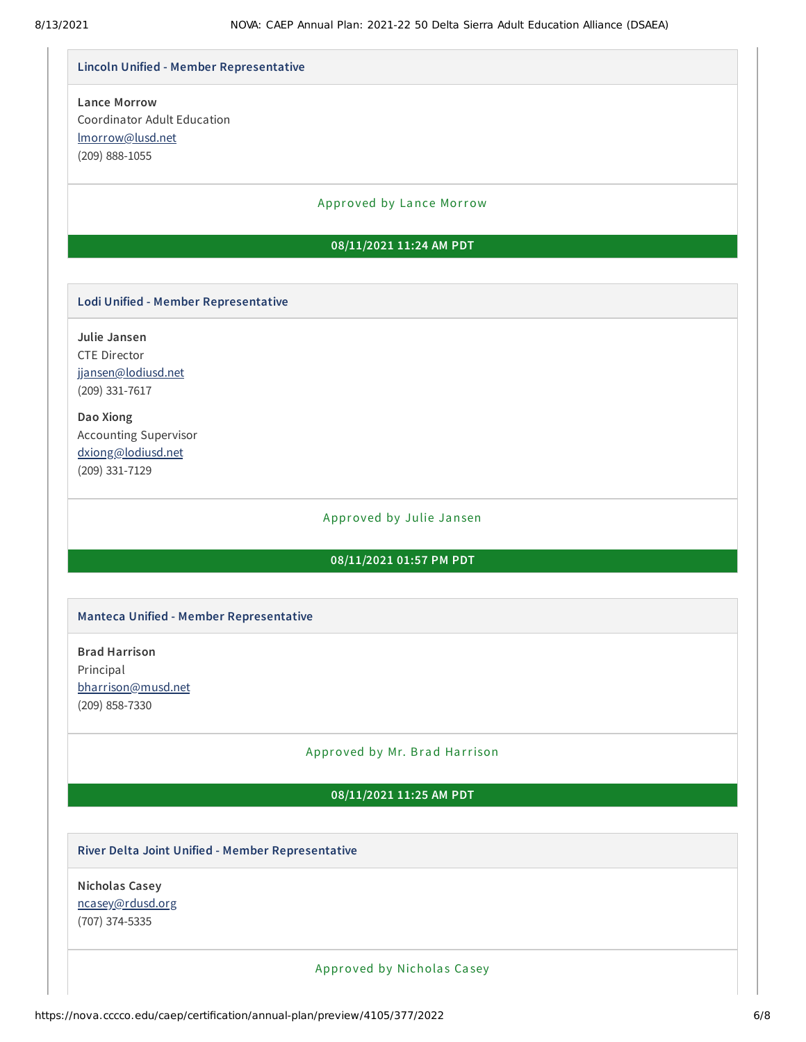### Lincoln Unified - Member Representative

**Lance Morrow**
Coordinator Adult Education
lmorrow@lusd.net
(209) 888-1055

Approved by Lance Morrow

**08/11/2021 11:24 AM PDT**

### Lodi Unified - Member Representative

**Julie Jansen**
CTE Director
jjansen@lodiusd.net
(209) 331-7617

**Dao Xiong**
Accounting Supervisor
dxiong@lodiusd.net
(209) 331-7129

Approved by Julie Jansen

**08/11/2021 01:57 PM PDT**

### Manteca Unified - Member Representative

**Brad Harrison**
Principal
bharrison@musd.net
(209) 858-7330

Approved by Mr. Brad Harrison

**08/11/2021 11:25 AM PDT**

### River Delta Joint Unified - Member Representative

**Nicholas Casey**
ncasey@rdusd.org
(707) 374-5335

Approved by Nicholas Casey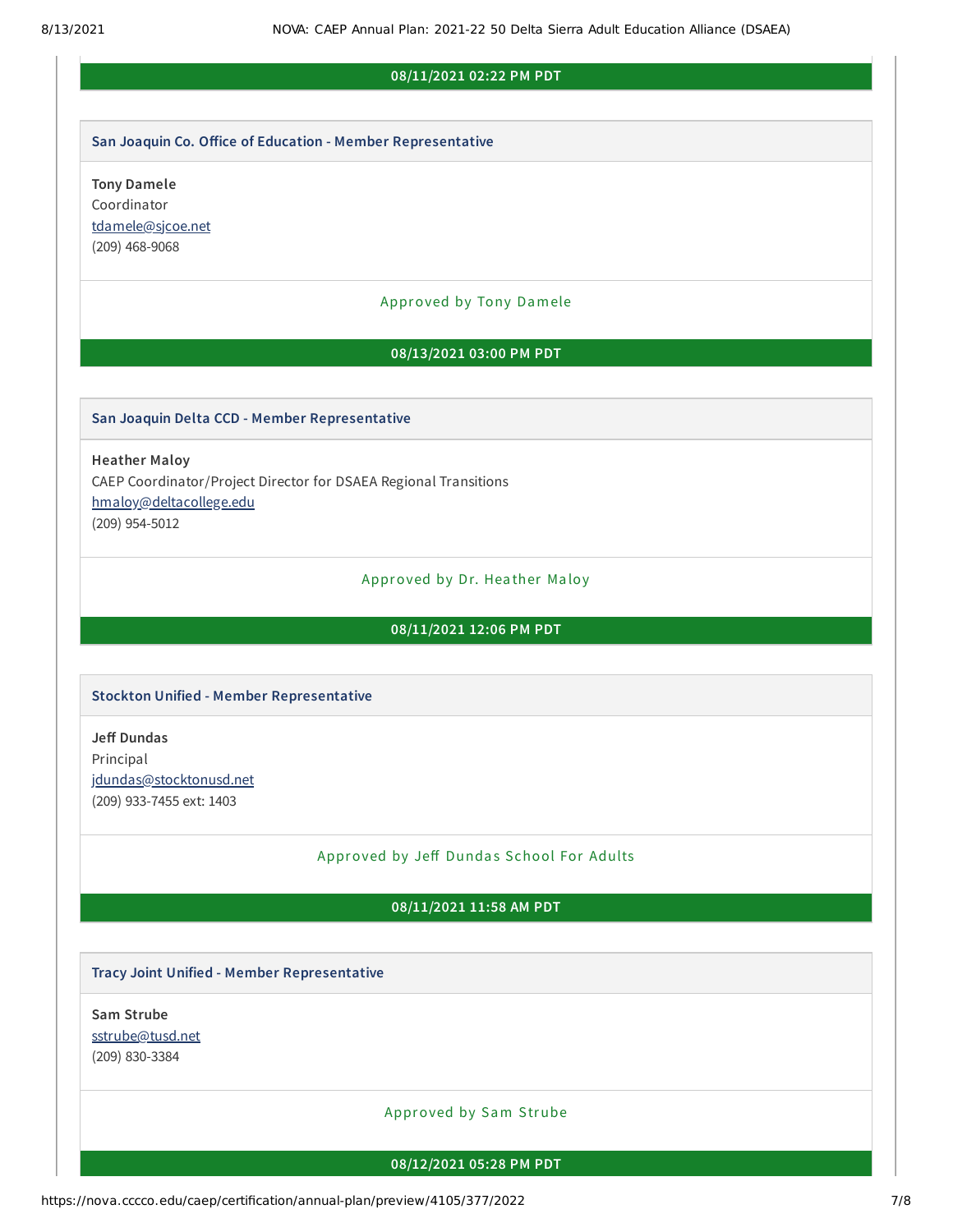**08/11/2021 02:22 PM PDT**

### San Joaquin Co. Office of Education - Member Representative

**Tony Damele**
Coordinator
tdamele@sjcoe.net
(209) 468-9068

Approved by Tony Damele

**08/13/2021 03:00 PM PDT**

### San Joaquin Delta CCD - Member Representative

**Heather Maloy**
CAEP Coordinator/Project Director for DSAEA Regional Transitions
hmaloy@deltacollege.edu
(209) 954-5012

Approved by Dr. Heather Maloy

**08/11/2021 12:06 PM PDT**

### Stockton Unified - Member Representative

**Jeff Dundas**
Principal
jdundas@stocktonusd.net
(209) 933-7455 ext: 1403

Approved by Jeff Dundas School For Adults

**08/11/2021 11:58 AM PDT**

### Tracy Joint Unified - Member Representative

**Sam Strube**
sstrube@tusd.net
(209) 830-3384

Approved by Sam Strube

**08/12/2021 05:28 PM PDT**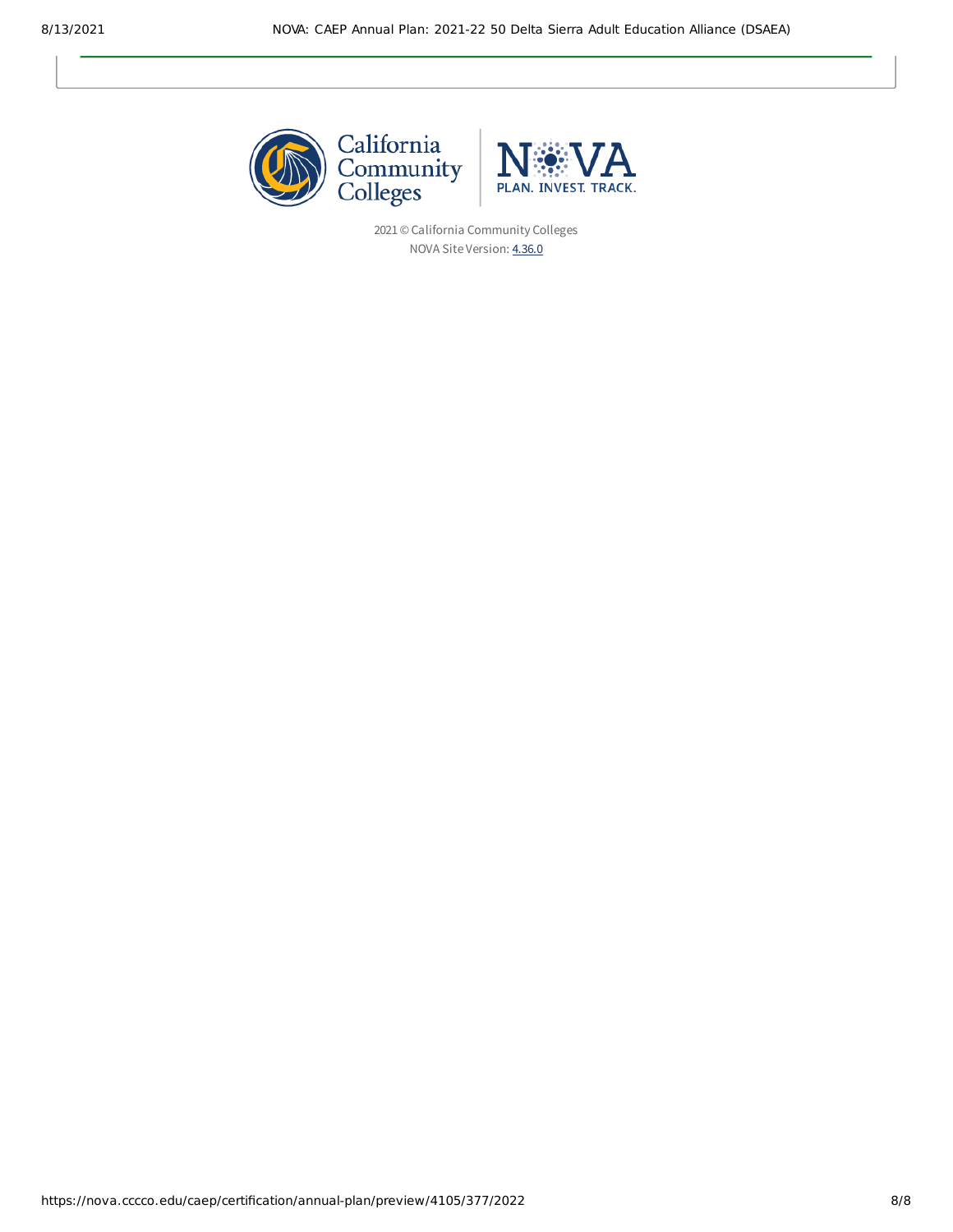2021 © California Community Colleges

NOVA Site Version: 4.36.0